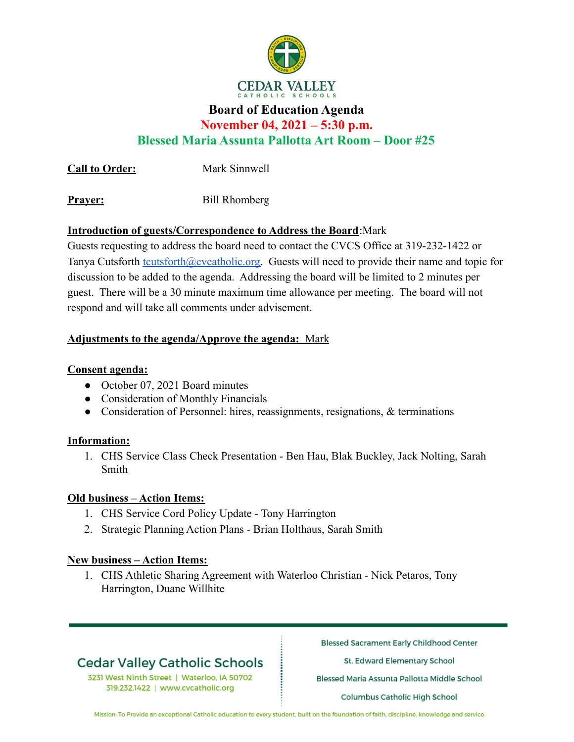CEDAR VALLEY

CATHOLIC SCHOOLS

# Board of Education Agenda

## November 04, 2021 – 5:30 p.m.

## Blessed Maria Assunta Pallotta Art Room – Door #25

**Call to Order:** Mark Sinnwell

**Prayer:** Bill Rhomberg

**Introduction of guests/Correspondence to Address the Board**:Mark

Guests requesting to address the board need to contact the CVCS Office at 319-232-1422 or Tanya Cutsforth tcutsforth@cvcatholic.org. Guests will need to provide their name and topic for discussion to be added to the agenda. Addressing the board will be limited to 2 minutes per guest. There will be a 30 minute maximum time allowance per meeting. The board will not respond and will take all comments under advisement.

**Adjustments to the agenda/Approve the agenda:** Mark

**Consent agenda:**

- October 07, 2021 Board minutes
- Consideration of Monthly Financials
- Consideration of Personnel: hires, reassignments, resignations, & terminations

**Information:**

1. CHS Service Class Check Presentation - Ben Hau, Blak Buckley, Jack Nolting, Sarah Smith

**Old business – Action Items:**

1. CHS Service Cord Policy Update - Tony Harrington
2. Strategic Planning Action Plans - Brian Holthaus, Sarah Smith

**New business – Action Items:**

1. CHS Athletic Sharing Agreement with Waterloo Christian - Nick Petaros, Tony Harrington, Duane Willhite

Cedar Valley Catholic Schools
3231 West Ninth Street | Waterloo, IA 50702
319.232.1422 | www.cvcatholic.org

Blessed Sacrament Early Childhood Center
St. Edward Elementary School
Blessed Maria Assunta Pallotta Middle School
Columbus Catholic High School

Mission: To Provide an exceptional Catholic education to every student, built on the foundation of faith, discipline, knowledge and service.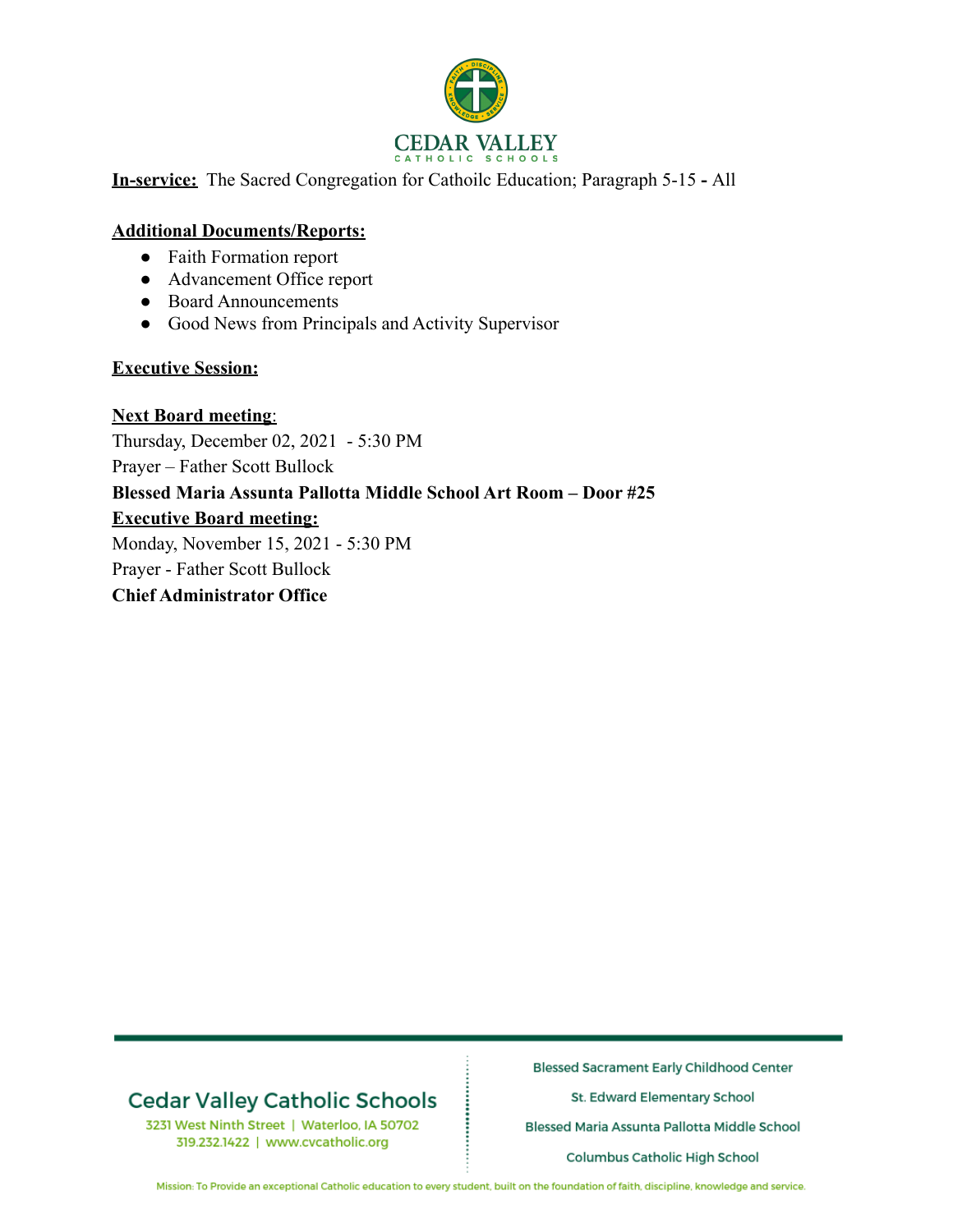**In-service:** The Sacred Congregation for Cathoilc Education; Paragraph 5-15 **-** All

**Additional Documents/Reports:**

- Faith Formation report
- Advancement Office report
- Board Announcements
- Good News from Principals and Activity Supervisor

**Executive Session:**

**Next Board meeting**:
Thursday, December 02, 2021 - 5:30 PM
Prayer – Father Scott Bullock
**Blessed Maria Assunta Pallotta Middle School Art Room – Door #25**

**Executive Board meeting:**
Monday, November 15, 2021 - 5:30 PM
Prayer - Father Scott Bullock
**Chief Administrator Office**

Cedar Valley Catholic Schools
3231 West Ninth Street | Waterloo, IA 50702
319.232.1422 | www.cvcatholic.org

Blessed Sacrament Early Childhood Center
St. Edward Elementary School
Blessed Maria Assunta Pallotta Middle School
Columbus Catholic High School

Mission: To Provide an exceptional Catholic education to every student, built on the foundation of faith, discipline, knowledge and service.